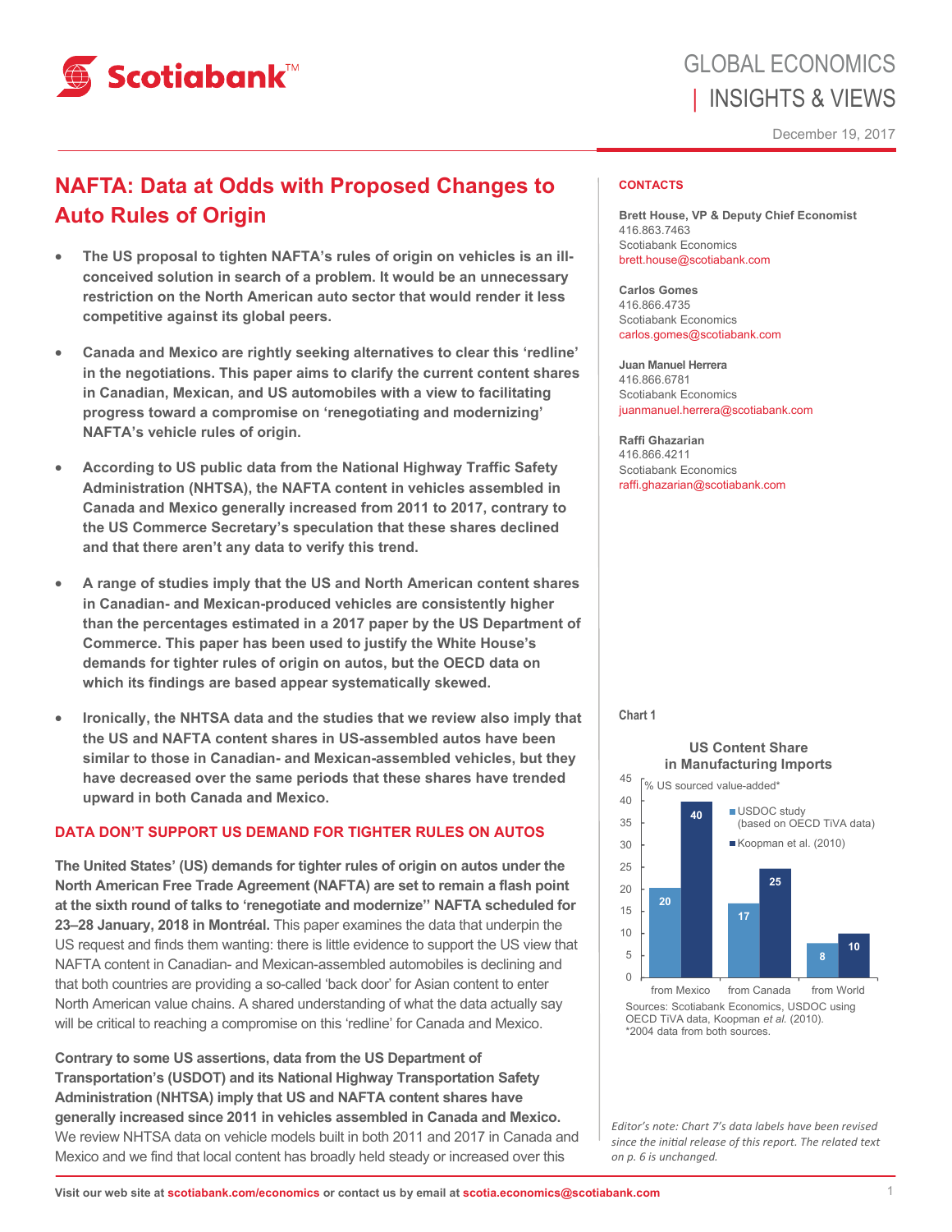# NAFTA: Data at Odds with Proposed Changes to Auto Rules of Origin

- **The US proposal to tighten NAFTA's rules of origin on vehicles is an ill-conceived solution in search of a problem. It would be an unnecessary restriction on the North American auto sector that would render it less competitive against its global peers.**
- **Canada and Mexico are rightly seeking alternatives to clear this 'redline' in the negotiations. This paper aims to clarify the current content shares in Canadian, Mexican, and US automobiles with a view to facilitating progress toward a compromise on 'renegotiating and modernizing' NAFTA's vehicle rules of origin.**
- **According to US public data from the National Highway Traffic Safety Administration (NHTSA), the NAFTA content in vehicles assembled in Canada and Mexico generally increased from 2011 to 2017, contrary to the US Commerce Secretary's speculation that these shares declined and that there aren't any data to verify this trend.**
- **A range of studies imply that the US and North American content shares in Canadian- and Mexican-produced vehicles are consistently higher than the percentages estimated in a 2017 paper by the US Department of Commerce. This paper has been used to justify the White House's demands for tighter rules of origin on autos, but the OECD data on which its findings are based appear systematically skewed.**
- **Ironically, the NHTSA data and the studies that we review also imply that the US and NAFTA content shares in US-assembled autos have been similar to those in Canadian- and Mexican-assembled vehicles, but they have decreased over the same periods that these shares have trended upward in both Canada and Mexico.**

## DATA DON'T SUPPORT US DEMAND FOR TIGHTER RULES ON AUTOS

**The United States' (US) demands for tighter rules of origin on autos under the North American Free Trade Agreement (NAFTA) are set to remain a flash point at the sixth round of talks to 'renegotiate and modernize'' NAFTA scheduled for 23–28 January, 2018 in Montréal.** This paper examines the data that underpin the US request and finds them wanting: there is little evidence to support the US view that NAFTA content in Canadian- and Mexican-assembled automobiles is declining and that both countries are providing a so-called 'back door' for Asian content to enter North American value chains. A shared understanding of what the data actually say will be critical to reaching a compromise on this 'redline' for Canada and Mexico.

**Contrary to some US assertions, data from the US Department of Transportation's (USDOT) and its National Highway Transportation Safety Administration (NHTSA) imply that US and NAFTA content shares have generally increased since 2011 in vehicles assembled in Canada and Mexico.** We review NHTSA data on vehicle models built in both 2011 and 2017 in Canada and Mexico and we find that local content has broadly held steady or increased over this

**CONTACTS**

**Brett House, VP & Deputy Chief Economist**
416.863.7463
Scotiabank Economics
brett.house@scotiabank.com

**Carlos Gomes**
416.866.4735
Scotiabank Economics
carlos.gomes@scotiabank.com

**Juan Manuel Herrera**
416.866.6781
Scotiabank Economics
juanmanuel.herrera@scotiabank.com

**Raffi Ghazarian**
416.866.4211
Scotiabank Economics
raffi.ghazarian@scotiabank.com

**Chart 1**

**US Content Share in Manufacturing Imports**

% US sourced value-added*

| | USDOC study (based on OECD TiVA data) | Koopman et al. (2010) |
|---|---|---|
| from Mexico | 20 | 40 |
| from Canada | 17 | 25 |
| from World | 8 | 10 |

Sources: Scotiabank Economics, USDOC using OECD TiVA data, Koopman *et al.* (2010).
*2004 data from both sources.

*Editor's note: Chart 7's data labels have been revised since the initial release of this report. The related text on p. 6 is unchanged.*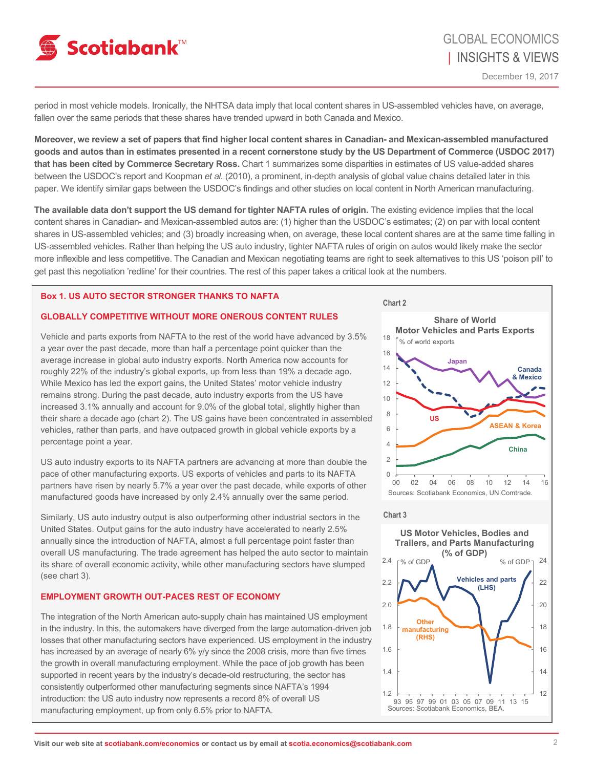period in most vehicle models. Ironically, the NHTSA data imply that local content shares in US-assembled vehicles have, on average, fallen over the same periods that these shares have trended upward in both Canada and Mexico.

**Moreover, we review a set of papers that find higher local content shares in Canadian- and Mexican-assembled manufactured goods and autos than in estimates presented in a recent cornerstone study by the US Department of Commerce (USDOC 2017) that has been cited by Commerce Secretary Ross.** Chart 1 summarizes some disparities in estimates of US value-added shares between the USDOC's report and Koopman *et al.* (2010), a prominent, in-depth analysis of global value chains detailed later in this paper. We identify similar gaps between the USDOC's findings and other studies on local content in North American manufacturing.

**The available data don't support the US demand for tighter NAFTA rules of origin.** The existing evidence implies that the local content shares in Canadian- and Mexican-assembled autos are: (1) higher than the USDOC's estimates; (2) on par with local content shares in US-assembled vehicles; and (3) broadly increasing when, on average, these local content shares are at the same time falling in US-assembled vehicles. Rather than helping the US auto industry, tighter NAFTA rules of origin on autos would likely make the sector more inflexible and less competitive. The Canadian and Mexican negotiating teams are right to seek alternatives to this US 'poison pill' to get past this negotiation 'redline' for their countries. The rest of this paper takes a critical look at the numbers.

## Box 1. US AUTO SECTOR STRONGER THANKS TO NAFTA

### GLOBALLY COMPETITIVE WITHOUT MORE ONEROUS CONTENT RULES

Vehicle and parts exports from NAFTA to the rest of the world have advanced by 3.5% a year over the past decade, more than half a percentage point quicker than the average increase in global auto industry exports. North America now accounts for roughly 22% of the industry's global exports, up from less than 19% a decade ago. While Mexico has led the export gains, the United States' motor vehicle industry remains strong. During the past decade, auto industry exports from the US have increased 3.1% annually and account for 9.0% of the global total, slightly higher than their share a decade ago (chart 2). The US gains have been concentrated in assembled vehicles, rather than parts, and have outpaced growth in global vehicle exports by a percentage point a year.

US auto industry exports to its NAFTA partners are advancing at more than double the pace of other manufacturing exports. US exports of vehicles and parts to its NAFTA partners have risen by nearly 5.7% a year over the past decade, while exports of other manufactured goods have increased by only 2.4% annually over the same period.

Similarly, US auto industry output is also outperforming other industrial sectors in the United States. Output gains for the auto industry have accelerated to nearly 2.5% annually since the introduction of NAFTA, almost a full percentage point faster than overall US manufacturing. The trade agreement has helped the auto sector to maintain its share of overall economic activity, while other manufacturing sectors have slumped (see chart 3).

### EMPLOYMENT GROWTH OUT-PACES REST OF ECONOMY

The integration of the North American auto-supply chain has maintained US employment in the industry. In this, the automakers have diverged from the large automation-driven job losses that other manufacturing sectors have experienced. US employment in the industry has increased by an average of nearly 6% y/y since the 2008 crisis, more than five times the growth in overall manufacturing employment. While the pace of job growth has been supported in recent years by the industry's decade-old restructuring, the sector has consistently outperformed other manufacturing segments since NAFTA's 1994 introduction: the US auto industry now represents a record 8% of overall US manufacturing employment, up from only 6.5% prior to NAFTA.

Chart 2

**Share of World Motor Vehicles and Parts Exports**

Sources: Scotiabank Economics, UN Comtrade.

Chart 3

**US Motor Vehicles, Bodies and Trailers, and Parts Manufacturing (% of GDP)**

Sources: Scotiabank Economics, BEA.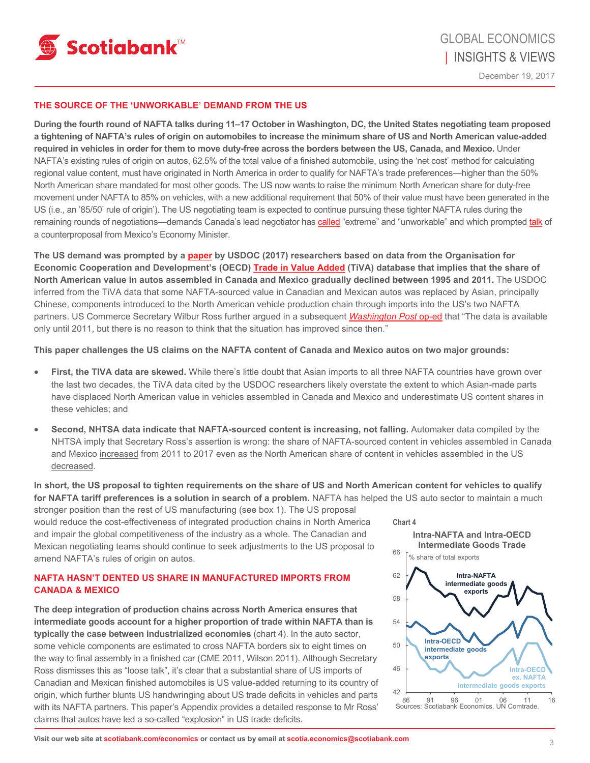## THE SOURCE OF THE 'UNWORKABLE' DEMAND FROM THE US

**During the fourth round of NAFTA talks during 11–17 October in Washington, DC, the United States negotiating team proposed a tightening of NAFTA's rules of origin on automobiles to increase the minimum share of US and North American value-added required in vehicles in order for them to move duty-free across the borders between the US, Canada, and Mexico.** Under NAFTA's existing rules of origin on autos, 62.5% of the total value of a finished automobile, using the 'net cost' method for calculating regional value content, must have originated in North America in order to qualify for NAFTA's trade preferences—higher than the 50% North American share mandated for most other goods. The US now wants to raise the minimum North American share for duty-free movement under NAFTA to 85% on vehicles, with a new additional requirement that 50% of their value must have been generated in the US (i.e., an '85/50' rule of origin'). The US negotiating team is expected to continue pursuing these tighter NAFTA rules during the remaining rounds of negotiations—demands Canada's lead negotiator has called "extreme" and "unworkable" and which prompted talk of a counterproposal from Mexico's Economy Minister.

**The US demand was prompted by a paper by USDOC (2017) researchers based on data from the Organisation for Economic Cooperation and Development's (OECD) Trade in Value Added (TiVA) database that implies that the share of North American value in autos assembled in Canada and Mexico gradually declined between 1995 and 2011.** The USDOC inferred from the TiVA data that some NAFTA-sourced value in Canadian and Mexican autos was replaced by Asian, principally Chinese, components introduced to the North American vehicle production chain through imports into the US's two NAFTA partners. US Commerce Secretary Wilbur Ross further argued in a subsequent *Washington Post* op-ed that "The data is available only until 2011, but there is no reason to think that the situation has improved since then."

**This paper challenges the US claims on the NAFTA content of Canada and Mexico autos on two major grounds:**

- **First, the TIVA data are skewed.** While there's little doubt that Asian imports to all three NAFTA countries have grown over the last two decades, the TiVA data cited by the USDOC researchers likely overstate the extent to which Asian-made parts have displaced North American value in vehicles assembled in Canada and Mexico and underestimate US content shares in these vehicles; and
- **Second, NHTSA data indicate that NAFTA-sourced content is increasing, not falling.** Automaker data compiled by the NHTSA imply that Secretary Ross's assertion is wrong: the share of NAFTA-sourced content in vehicles assembled in Canada and Mexico increased from 2011 to 2017 even as the North American share of content in vehicles assembled in the US decreased.

**In short, the US proposal to tighten requirements on the share of US and North American content for vehicles to qualify for NAFTA tariff preferences is a solution in search of a problem.** NAFTA has helped the US auto sector to maintain a much stronger position than the rest of US manufacturing (see box 1). The US proposal would reduce the cost-effectiveness of integrated production chains in North America and impair the global competitiveness of the industry as a whole. The Canadian and Mexican negotiating teams should continue to seek adjustments to the US proposal to amend NAFTA's rules of origin on autos.

## NAFTA HASN'T DENTED US SHARE IN MANUFACTURED IMPORTS FROM CANADA & MEXICO

**The deep integration of production chains across North America ensures that intermediate goods account for a higher proportion of trade within NAFTA than is typically the case between industrialized economies** (chart 4). In the auto sector, some vehicle components are estimated to cross NAFTA borders six to eight times on the way to final assembly in a finished car (CME 2011, Wilson 2011). Although Secretary Ross dismisses this as "loose talk", it's clear that a substantial share of US imports of Canadian and Mexican finished automobiles is US value-added returning to its country of origin, which further blunts US handwringing about US trade deficits in vehicles and parts with its NAFTA partners. This paper's Appendix provides a detailed response to Mr Ross' claims that autos have led a so-called "explosion" in US trade deficits.

Chart 4

Intra-NAFTA and Intra-OECD Intermediate Goods Trade

Sources: Scotiabank Economics, UN Comtrade.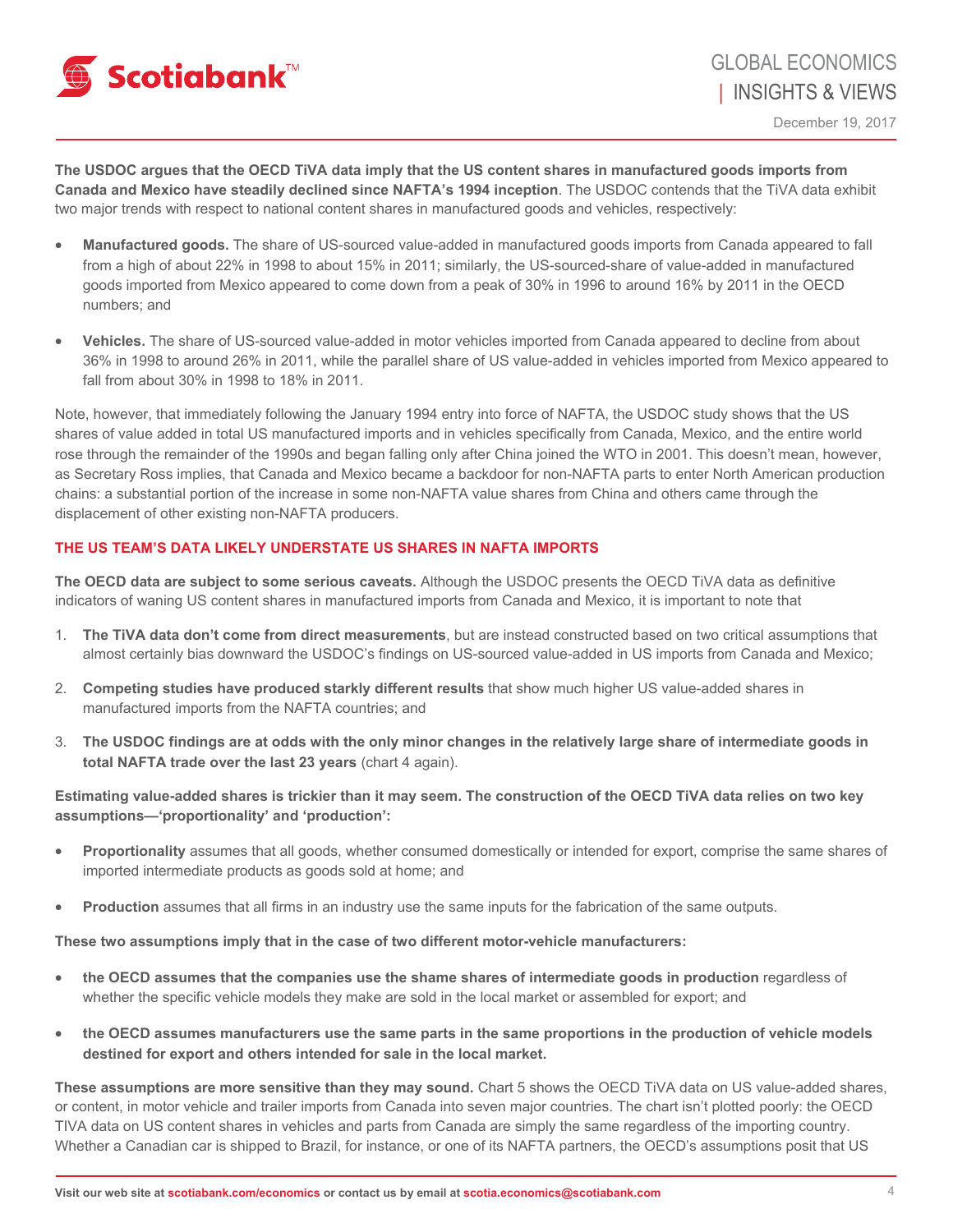**The USDOC argues that the OECD TiVA data imply that the US content shares in manufactured goods imports from Canada and Mexico have steadily declined since NAFTA's 1994 inception**. The USDOC contends that the TiVA data exhibit two major trends with respect to national content shares in manufactured goods and vehicles, respectively:

- **Manufactured goods.** The share of US-sourced value-added in manufactured goods imports from Canada appeared to fall from a high of about 22% in 1998 to about 15% in 2011; similarly, the US-sourced-share of value-added in manufactured goods imported from Mexico appeared to come down from a peak of 30% in 1996 to around 16% by 2011 in the OECD numbers; and

- **Vehicles.** The share of US-sourced value-added in motor vehicles imported from Canada appeared to decline from about 36% in 1998 to around 26% in 2011, while the parallel share of US value-added in vehicles imported from Mexico appeared to fall from about 30% in 1998 to 18% in 2011.

Note, however, that immediately following the January 1994 entry into force of NAFTA, the USDOC study shows that the US shares of value added in total US manufactured imports and in vehicles specifically from Canada, Mexico, and the entire world rose through the remainder of the 1990s and began falling only after China joined the WTO in 2001. This doesn't mean, however, as Secretary Ross implies, that Canada and Mexico became a backdoor for non-NAFTA parts to enter North American production chains: a substantial portion of the increase in some non-NAFTA value shares from China and others came through the displacement of other existing non-NAFTA producers.

## THE US TEAM'S DATA LIKELY UNDERSTATE US SHARES IN NAFTA IMPORTS

**The OECD data are subject to some serious caveats.** Although the USDOC presents the OECD TiVA data as definitive indicators of waning US content shares in manufactured imports from Canada and Mexico, it is important to note that

1. **The TiVA data don't come from direct measurements**, but are instead constructed based on two critical assumptions that almost certainly bias downward the USDOC's findings on US-sourced value-added in US imports from Canada and Mexico;
2. **Competing studies have produced starkly different results** that show much higher US value-added shares in manufactured imports from the NAFTA countries; and
3. **The USDOC findings are at odds with the only minor changes in the relatively large share of intermediate goods in total NAFTA trade over the last 23 years** (chart 4 again).

**Estimating value-added shares is trickier than it may seem. The construction of the OECD TiVA data relies on two key assumptions—'proportionality' and 'production':**

- **Proportionality** assumes that all goods, whether consumed domestically or intended for export, comprise the same shares of imported intermediate products as goods sold at home; and

- **Production** assumes that all firms in an industry use the same inputs for the fabrication of the same outputs.

**These two assumptions imply that in the case of two different motor-vehicle manufacturers:**

- **the OECD assumes that the companies use the shame shares of intermediate goods in production** regardless of whether the specific vehicle models they make are sold in the local market or assembled for export; and

- **the OECD assumes manufacturers use the same parts in the same proportions in the production of vehicle models destined for export and others intended for sale in the local market.**

**These assumptions are more sensitive than they may sound.** Chart 5 shows the OECD TiVA data on US value-added shares, or content, in motor vehicle and trailer imports from Canada into seven major countries. The chart isn't plotted poorly: the OECD TIVA data on US content shares in vehicles and parts from Canada are simply the same regardless of the importing country. Whether a Canadian car is shipped to Brazil, for instance, or one of its NAFTA partners, the OECD's assumptions posit that US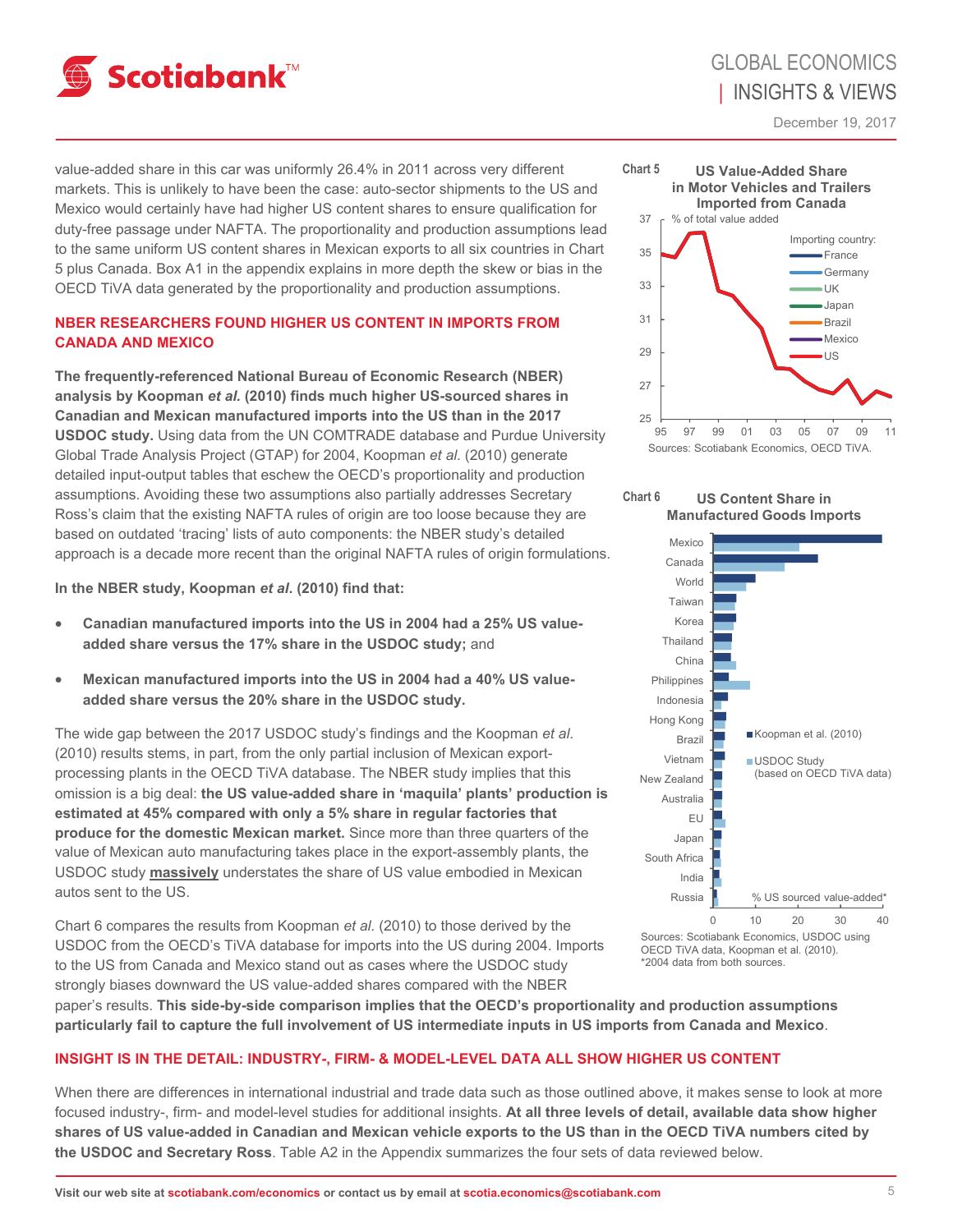value-added share in this car was uniformly 26.4% in 2011 across very different markets. This is unlikely to have been the case: auto-sector shipments to the US and Mexico would certainly have had higher US content shares to ensure qualification for duty-free passage under NAFTA. The proportionality and production assumptions lead to the same uniform US content shares in Mexican exports to all six countries in Chart 5 plus Canada. Box A1 in the appendix explains in more depth the skew or bias in the OECD TiVA data generated by the proportionality and production assumptions.

## NBER RESEARCHERS FOUND HIGHER US CONTENT IN IMPORTS FROM CANADA AND MEXICO

**The frequently-referenced National Bureau of Economic Research (NBER) analysis by Koopman *et al.* (2010) finds much higher US-sourced shares in Canadian and Mexican manufactured imports into the US than in the 2017 USDOC study.** Using data from the UN COMTRADE database and Purdue University Global Trade Analysis Project (GTAP) for 2004, Koopman *et al.* (2010) generate detailed input-output tables that eschew the OECD's proportionality and production assumptions. Avoiding these two assumptions also partially addresses Secretary Ross's claim that the existing NAFTA rules of origin are too loose because they are based on outdated 'tracing' lists of auto components: the NBER study's detailed approach is a decade more recent than the original NAFTA rules of origin formulations.

**In the NBER study, Koopman *et al*. (2010) find that:**

- **Canadian manufactured imports into the US in 2004 had a 25% US value-added share versus the 17% share in the USDOC study;** and
- **Mexican manufactured imports into the US in 2004 had a 40% US value-added share versus the 20% share in the USDOC study.**

The wide gap between the 2017 USDOC study's findings and the Koopman *et al.* (2010) results stems, in part, from the only partial inclusion of Mexican export-processing plants in the OECD TiVA database. The NBER study implies that this omission is a big deal: **the US value-added share in 'maquila' plants' production is estimated at 45% compared with only a 5% share in regular factories that produce for the domestic Mexican market.** Since more than three quarters of the value of Mexican auto manufacturing takes place in the export-assembly plants, the USDOC study **massively** understates the share of US value embodied in Mexican autos sent to the US.

Chart 6 compares the results from Koopman *et al.* (2010) to those derived by the USDOC from the OECD's TiVA database for imports into the US during 2004. Imports to the US from Canada and Mexico stand out as cases where the USDOC study strongly biases downward the US value-added shares compared with the NBER paper's results. **This side-by-side comparison implies that the OECD's proportionality and production assumptions particularly fail to capture the full involvement of US intermediate inputs in US imports from Canada and Mexico**.

**Chart 5** US Value-Added Share in Motor Vehicles and Trailers Imported from Canada

Sources: Scotiabank Economics, OECD TiVA.

**Chart 6** US Content Share in Manufactured Goods Imports

Sources: Scotiabank Economics, USDOC using OECD TiVA data, Koopman et al. (2010).
*2004 data from both sources.

## INSIGHT IS IN THE DETAIL: INDUSTRY-, FIRM- & MODEL-LEVEL DATA ALL SHOW HIGHER US CONTENT

When there are differences in international industrial and trade data such as those outlined above, it makes sense to look at more focused industry-, firm- and model-level studies for additional insights. **At all three levels of detail, available data show higher shares of US value-added in Canadian and Mexican vehicle exports to the US than in the OECD TiVA numbers cited by the USDOC and Secretary Ross**. Table A2 in the Appendix summarizes the four sets of data reviewed below.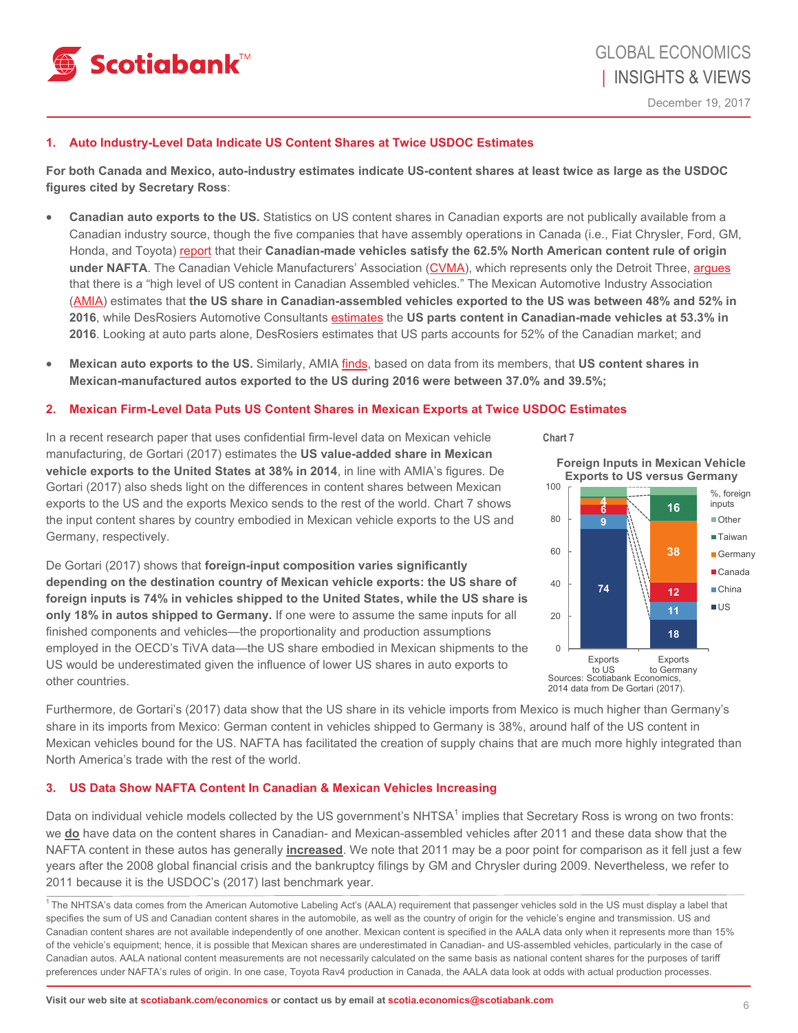### 1. Auto Industry-Level Data Indicate US Content Shares at Twice USDOC Estimates

**For both Canada and Mexico, auto-industry estimates indicate US-content shares at least twice as large as the USDOC figures cited by Secretary Ross**:

- **Canadian auto exports to the US.** Statistics on US content shares in Canadian exports are not publically available from a Canadian industry source, though the five companies that have assembly operations in Canada (i.e., Fiat Chrysler, Ford, GM, Honda, and Toyota) report that their **Canadian-made vehicles satisfy the 62.5% North American content rule of origin under NAFTA**. The Canadian Vehicle Manufacturers' Association (CVMA), which represents only the Detroit Three, argues that there is a "high level of US content in Canadian Assembled vehicles." The Mexican Automotive Industry Association (AMIA) estimates that **the US share in Canadian-assembled vehicles exported to the US was between 48% and 52% in 2016**, while DesRosiers Automotive Consultants estimates the **US parts content in Canadian-made vehicles at 53.3% in 2016**. Looking at auto parts alone, DesRosiers estimates that US parts accounts for 52% of the Canadian market; and

- **Mexican auto exports to the US.** Similarly, AMIA finds, based on data from its members, that **US content shares in Mexican-manufactured autos exported to the US during 2016 were between 37.0% and 39.5%;**

### 2. Mexican Firm-Level Data Puts US Content Shares in Mexican Exports at Twice USDOC Estimates

In a recent research paper that uses confidential firm-level data on Mexican vehicle manufacturing, de Gortari (2017) estimates the **US value-added share in Mexican vehicle exports to the United States at 38% in 2014**, in line with AMIA's figures. De Gortari (2017) also sheds light on the differences in content shares between Mexican exports to the US and the exports Mexico sends to the rest of the world. Chart 7 shows the input content shares by country embodied in Mexican vehicle exports to the US and Germany, respectively.

De Gortari (2017) shows that **foreign-input composition varies significantly depending on the destination country of Mexican vehicle exports: the US share of foreign inputs is 74% in vehicles shipped to the United States, while the US share is only 18% in autos shipped to Germany.** If one were to assume the same inputs for all finished components and vehicles—the proportionality and production assumptions employed in the OECD's TiVA data—the US share embodied in Mexican shipments to the US would be underestimated given the influence of lower US shares in auto exports to other countries.

**Chart 7**

**Foreign Inputs in Mexican Vehicle Exports to US versus Germany**

| %, foreign inputs | Exports to US | Exports to Germany |
|---|---|---|
| US | 74 | 18 |
| China | 9 | 11 |
| Canada | 6 | 12 |
| Germany | 4 | 38 |
| Taiwan | | 16 |
| Other | | |

Sources: Scotiabank Economics, 2014 data from De Gortari (2017).

Furthermore, de Gortari's (2017) data show that the US share in its vehicle imports from Mexico is much higher than Germany's share in its imports from Mexico: German content in vehicles shipped to Germany is 38%, around half of the US content in Mexican vehicles bound for the US. NAFTA has facilitated the creation of supply chains that are much more highly integrated than North America's trade with the rest of the world.

### 3. US Data Show NAFTA Content In Canadian & Mexican Vehicles Increasing

Data on individual vehicle models collected by the US government's NHTSA[1] implies that Secretary Ross is wrong on two fronts: we **do** have data on the content shares in Canadian- and Mexican-assembled vehicles after 2011 and these data show that the NAFTA content in these autos has generally **increased**. We note that 2011 may be a poor point for comparison as it fell just a few years after the 2008 global financial crisis and the bankruptcy filings by GM and Chrysler during 2009. Nevertheless, we refer to 2011 because it is the USDOC's (2017) last benchmark year.

[1] The NHTSA's data comes from the American Automotive Labeling Act's (AALA) requirement that passenger vehicles sold in the US must display a label that specifies the sum of US and Canadian content shares in the automobile, as well as the country of origin for the vehicle's engine and transmission. US and Canadian content shares are not available independently of one another. Mexican content is specified in the AALA data only when it represents more than 15% of the vehicle's equipment; hence, it is possible that Mexican shares are underestimated in Canadian- and US-assembled vehicles, particularly in the case of Canadian autos. AALA national content measurements are not necessarily calculated on the same basis as national content shares for the purposes of tariff preferences under NAFTA's rules of origin. In one case, Toyota Rav4 production in Canada, the AALA data look at odds with actual production processes.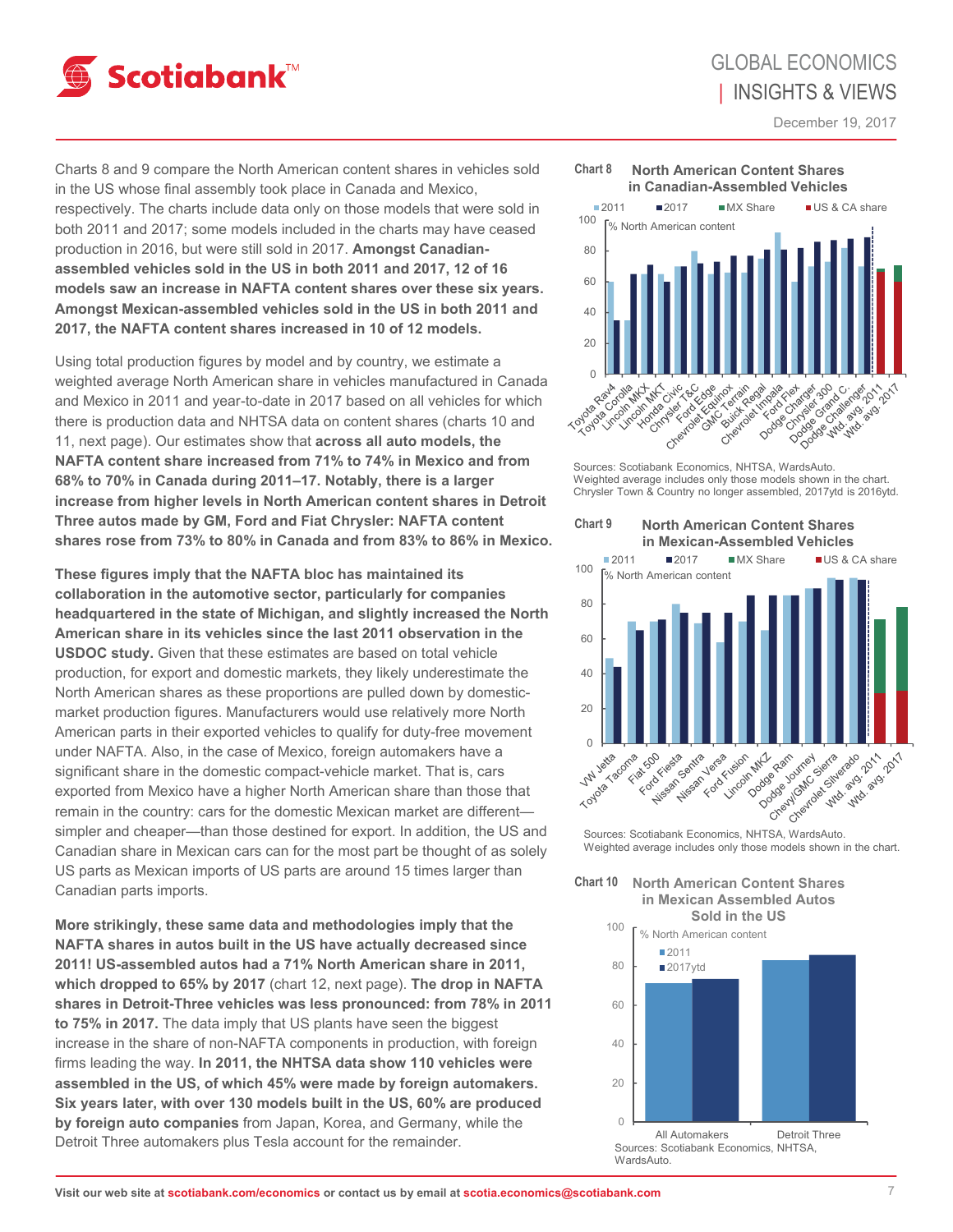Charts 8 and 9 compare the North American content shares in vehicles sold in the US whose final assembly took place in Canada and Mexico, respectively. The charts include data only on those models that were sold in both 2011 and 2017; some models included in the charts may have ceased production in 2016, but were still sold in 2017. **Amongst Canadian-assembled vehicles sold in the US in both 2011 and 2017, 12 of 16 models saw an increase in NAFTA content shares over these six years. Amongst Mexican-assembled vehicles sold in the US in both 2011 and 2017, the NAFTA content shares increased in 10 of 12 models.**

Using total production figures by model and by country, we estimate a weighted average North American share in vehicles manufactured in Canada and Mexico in 2011 and year-to-date in 2017 based on all vehicles for which there is production data and NHTSA data on content shares (charts 10 and 11, next page). Our estimates show that **across all auto models, the NAFTA content share increased from 71% to 74% in Mexico and from 68% to 70% in Canada during 2011–17. Notably, there is a larger increase from higher levels in North American content shares in Detroit Three autos made by GM, Ford and Fiat Chrysler: NAFTA content shares rose from 73% to 80% in Canada and from 83% to 86% in Mexico.**

**These figures imply that the NAFTA bloc has maintained its collaboration in the automotive sector, particularly for companies headquartered in the state of Michigan, and slightly increased the North American share in its vehicles since the last 2011 observation in the USDOC study.** Given that these estimates are based on total vehicle production, for export and domestic markets, they likely underestimate the North American shares as these proportions are pulled down by domestic-market production figures. Manufacturers would use relatively more North American parts in their exported vehicles to qualify for duty-free movement under NAFTA. Also, in the case of Mexico, foreign automakers have a significant share in the domestic compact-vehicle market. That is, cars exported from Mexico have a higher North American share than those that remain in the country: cars for the domestic Mexican market are different—simpler and cheaper—than those destined for export. In addition, the US and Canadian share in Mexican cars can for the most part be thought of as solely US parts as Mexican imports of US parts are around 15 times larger than Canadian parts imports.

**More strikingly, these same data and methodologies imply that the NAFTA shares in autos built in the US have actually decreased since 2011! US-assembled autos had a 71% North American share in 2011, which dropped to 65% by 2017** (chart 12, next page). **The drop in NAFTA shares in Detroit-Three vehicles was less pronounced: from 78% in 2011 to 75% in 2017.** The data imply that US plants have seen the biggest increase in the share of non-NAFTA components in production, with foreign firms leading the way. **In 2011, the NHTSA data show 110 vehicles were assembled in the US, of which 45% were made by foreign automakers. Six years later, with over 130 models built in the US, 60% are produced by foreign auto companies** from Japan, Korea, and Germany, while the Detroit Three automakers plus Tesla account for the remainder.

**Chart 8 — North American Content Shares in Canadian-Assembled Vehicles**

Sources: Scotiabank Economics, NHTSA, WardsAuto.
Weighted average includes only those models shown in the chart.
Chrysler Town & Country no longer assembled, 2017ytd is 2016ytd.

**Chart 9 — North American Content Shares in Mexican-Assembled Vehicles**

Sources: Scotiabank Economics, NHTSA, WardsAuto.
Weighted average includes only those models shown in the chart.

**Chart 10 — North American Content Shares in Mexican Assembled Autos Sold in the US**

Sources: Scotiabank Economics, NHTSA, WardsAuto.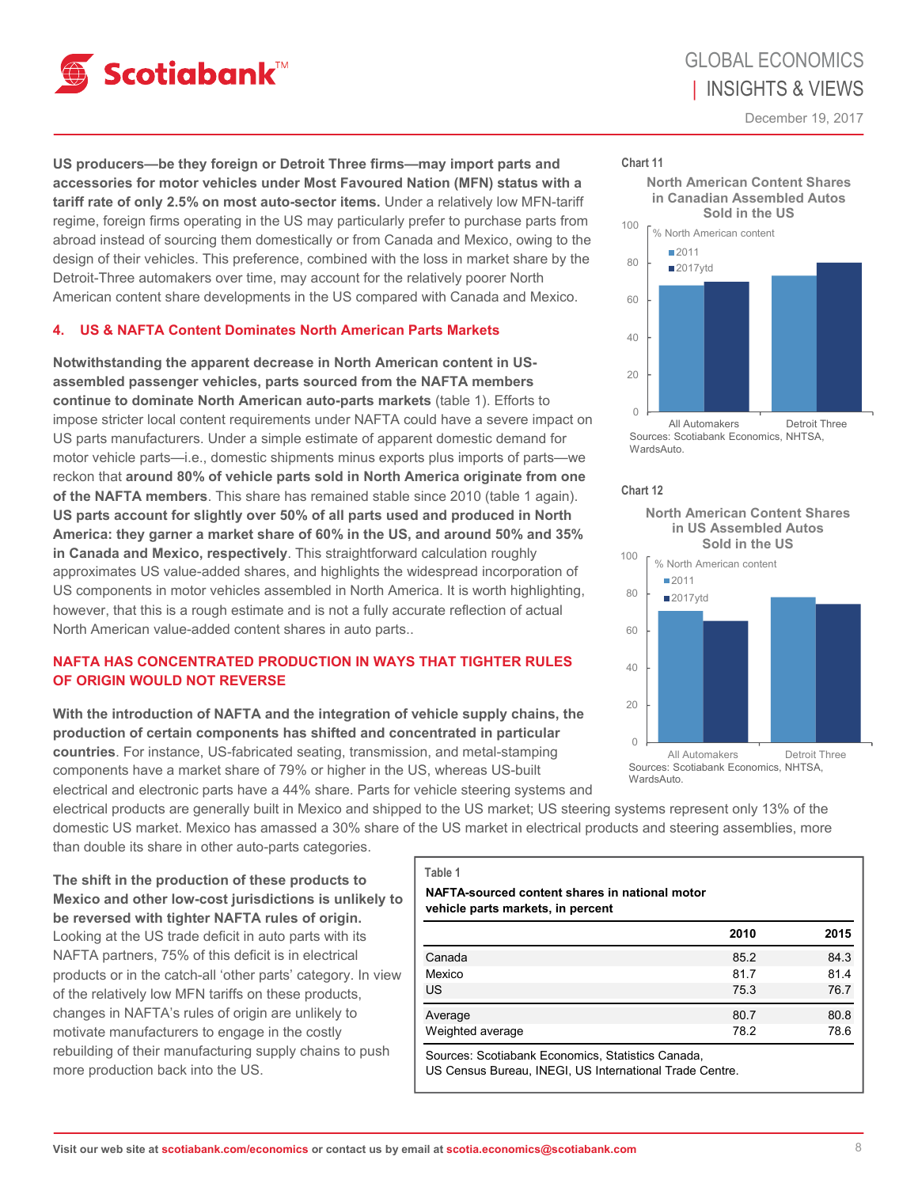**US producers—be they foreign or Detroit Three firms—may import parts and accessories for motor vehicles under Most Favoured Nation (MFN) status with a tariff rate of only 2.5% on most auto-sector items.** Under a relatively low MFN-tariff regime, foreign firms operating in the US may particularly prefer to purchase parts from abroad instead of sourcing them domestically or from Canada and Mexico, owing to the design of their vehicles. This preference, combined with the loss in market share by the Detroit-Three automakers over time, may account for the relatively poorer North American content share developments in the US compared with Canada and Mexico.

## 4. US & NAFTA Content Dominates North American Parts Markets

**Notwithstanding the apparent decrease in North American content in US-assembled passenger vehicles, parts sourced from the NAFTA members continue to dominate North American auto-parts markets** (table 1). Efforts to impose stricter local content requirements under NAFTA could have a severe impact on US parts manufacturers. Under a simple estimate of apparent domestic demand for motor vehicle parts—i.e., domestic shipments minus exports plus imports of parts—we reckon that **around 80% of vehicle parts sold in North America originate from one of the NAFTA members**. This share has remained stable since 2010 (table 1 again). **US parts account for slightly over 50% of all parts used and produced in North America: they garner a market share of 60% in the US, and around 50% and 35% in Canada and Mexico, respectively**. This straightforward calculation roughly approximates US value-added shares, and highlights the widespread incorporation of US components in motor vehicles assembled in North America. It is worth highlighting, however, that this is a rough estimate and is not a fully accurate reflection of actual North American value-added content shares in auto parts..

## NAFTA HAS CONCENTRATED PRODUCTION IN WAYS THAT TIGHTER RULES OF ORIGIN WOULD NOT REVERSE

**With the introduction of NAFTA and the integration of vehicle supply chains, the production of certain components has shifted and concentrated in particular countries**. For instance, US-fabricated seating, transmission, and metal-stamping components have a market share of 79% or higher in the US, whereas US-built electrical and electronic parts have a 44% share. Parts for vehicle steering systems and electrical products are generally built in Mexico and shipped to the US market; US steering systems represent only 13% of the domestic US market. Mexico has amassed a 30% share of the US market in electrical products and steering assemblies, more than double its share in other auto-parts categories.

**The shift in the production of these products to Mexico and other low-cost jurisdictions is unlikely to be reversed with tighter NAFTA rules of origin.** Looking at the US trade deficit in auto parts with its NAFTA partners, 75% of this deficit is in electrical products or in the catch-all 'other parts' category. In view of the relatively low MFN tariffs on these products, changes in NAFTA's rules of origin are unlikely to motivate manufacturers to engage in the costly rebuilding of their manufacturing supply chains to push more production back into the US.

**Chart 11**

North American Content Shares in Canadian Assembled Autos Sold in the US

| % North American content | 2011 | 2017ytd |
|---|---|---|
| All Automakers | ~68 | ~70 |
| Detroit Three | ~73 | ~81 |

Sources: Scotiabank Economics, NHTSA, WardsAuto.

**Chart 12**

North American Content Shares in US Assembled Autos Sold in the US

| % North American content | 2011 | 2017ytd |
|---|---|---|
| All Automakers | ~71 | ~65 |
| Detroit Three | ~78 | ~74 |

Sources: Scotiabank Economics, NHTSA, WardsAuto.

**Table 1**

**NAFTA-sourced content shares in national motor vehicle parts markets, in percent**

| | 2010 | 2015 |
|---|---|---|
| Canada | 85.2 | 84.3 |
| Mexico | 81.7 | 81.4 |
| US | 75.3 | 76.7 |
| Average | 80.7 | 80.8 |
| Weighted average | 78.2 | 78.6 |

Sources: Scotiabank Economics, Statistics Canada, US Census Bureau, INEGI, US International Trade Centre.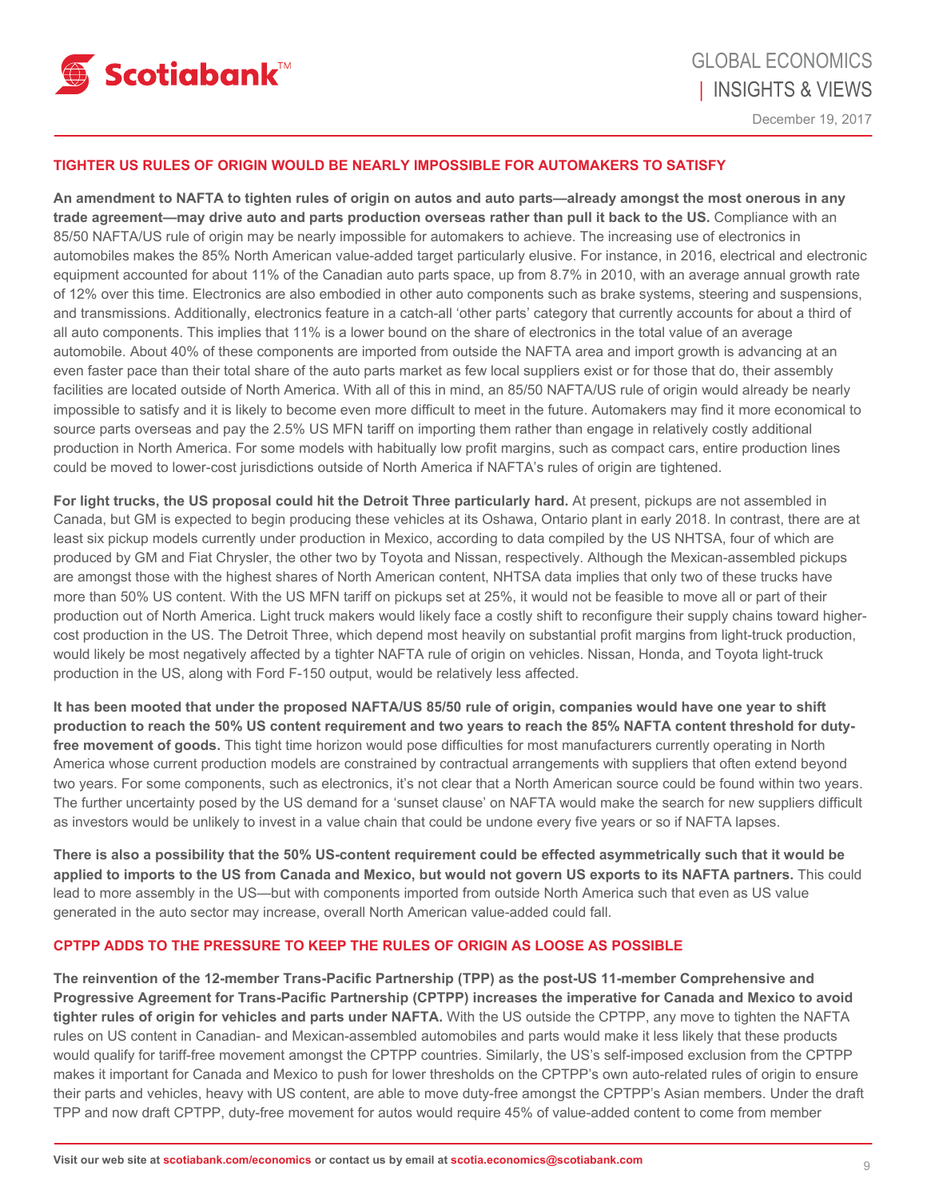## TIGHTER US RULES OF ORIGIN WOULD BE NEARLY IMPOSSIBLE FOR AUTOMAKERS TO SATISFY

**An amendment to NAFTA to tighten rules of origin on autos and auto parts—already amongst the most onerous in any trade agreement—may drive auto and parts production overseas rather than pull it back to the US.** Compliance with an 85/50 NAFTA/US rule of origin may be nearly impossible for automakers to achieve. The increasing use of electronics in automobiles makes the 85% North American value-added target particularly elusive. For instance, in 2016, electrical and electronic equipment accounted for about 11% of the Canadian auto parts space, up from 8.7% in 2010, with an average annual growth rate of 12% over this time. Electronics are also embodied in other auto components such as brake systems, steering and suspensions, and transmissions. Additionally, electronics feature in a catch-all 'other parts' category that currently accounts for about a third of all auto components. This implies that 11% is a lower bound on the share of electronics in the total value of an average automobile. About 40% of these components are imported from outside the NAFTA area and import growth is advancing at an even faster pace than their total share of the auto parts market as few local suppliers exist or for those that do, their assembly facilities are located outside of North America. With all of this in mind, an 85/50 NAFTA/US rule of origin would already be nearly impossible to satisfy and it is likely to become even more difficult to meet in the future. Automakers may find it more economical to source parts overseas and pay the 2.5% US MFN tariff on importing them rather than engage in relatively costly additional production in North America. For some models with habitually low profit margins, such as compact cars, entire production lines could be moved to lower-cost jurisdictions outside of North America if NAFTA's rules of origin are tightened.

**For light trucks, the US proposal could hit the Detroit Three particularly hard.** At present, pickups are not assembled in Canada, but GM is expected to begin producing these vehicles at its Oshawa, Ontario plant in early 2018. In contrast, there are at least six pickup models currently under production in Mexico, according to data compiled by the US NHTSA, four of which are produced by GM and Fiat Chrysler, the other two by Toyota and Nissan, respectively. Although the Mexican-assembled pickups are amongst those with the highest shares of North American content, NHTSA data implies that only two of these trucks have more than 50% US content. With the US MFN tariff on pickups set at 25%, it would not be feasible to move all or part of their production out of North America. Light truck makers would likely face a costly shift to reconfigure their supply chains toward higher-cost production in the US. The Detroit Three, which depend most heavily on substantial profit margins from light-truck production, would likely be most negatively affected by a tighter NAFTA rule of origin on vehicles. Nissan, Honda, and Toyota light-truck production in the US, along with Ford F-150 output, would be relatively less affected.

**It has been mooted that under the proposed NAFTA/US 85/50 rule of origin, companies would have one year to shift production to reach the 50% US content requirement and two years to reach the 85% NAFTA content threshold for duty-free movement of goods.** This tight time horizon would pose difficulties for most manufacturers currently operating in North America whose current production models are constrained by contractual arrangements with suppliers that often extend beyond two years. For some components, such as electronics, it's not clear that a North American source could be found within two years. The further uncertainty posed by the US demand for a 'sunset clause' on NAFTA would make the search for new suppliers difficult as investors would be unlikely to invest in a value chain that could be undone every five years or so if NAFTA lapses.

**There is also a possibility that the 50% US-content requirement could be effected asymmetrically such that it would be applied to imports to the US from Canada and Mexico, but would not govern US exports to its NAFTA partners.** This could lead to more assembly in the US—but with components imported from outside North America such that even as US value generated in the auto sector may increase, overall North American value-added could fall.

## CPTPP ADDS TO THE PRESSURE TO KEEP THE RULES OF ORIGIN AS LOOSE AS POSSIBLE

**The reinvention of the 12-member Trans-Pacific Partnership (TPP) as the post-US 11-member Comprehensive and Progressive Agreement for Trans-Pacific Partnership (CPTPP) increases the imperative for Canada and Mexico to avoid tighter rules of origin for vehicles and parts under NAFTA.** With the US outside the CPTPP, any move to tighten the NAFTA rules on US content in Canadian- and Mexican-assembled automobiles and parts would make it less likely that these products would qualify for tariff-free movement amongst the CPTPP countries. Similarly, the US's self-imposed exclusion from the CPTPP makes it important for Canada and Mexico to push for lower thresholds on the CPTPP's own auto-related rules of origin to ensure their parts and vehicles, heavy with US content, are able to move duty-free amongst the CPTPP's Asian members. Under the draft TPP and now draft CPTPP, duty-free movement for autos would require 45% of value-added content to come from member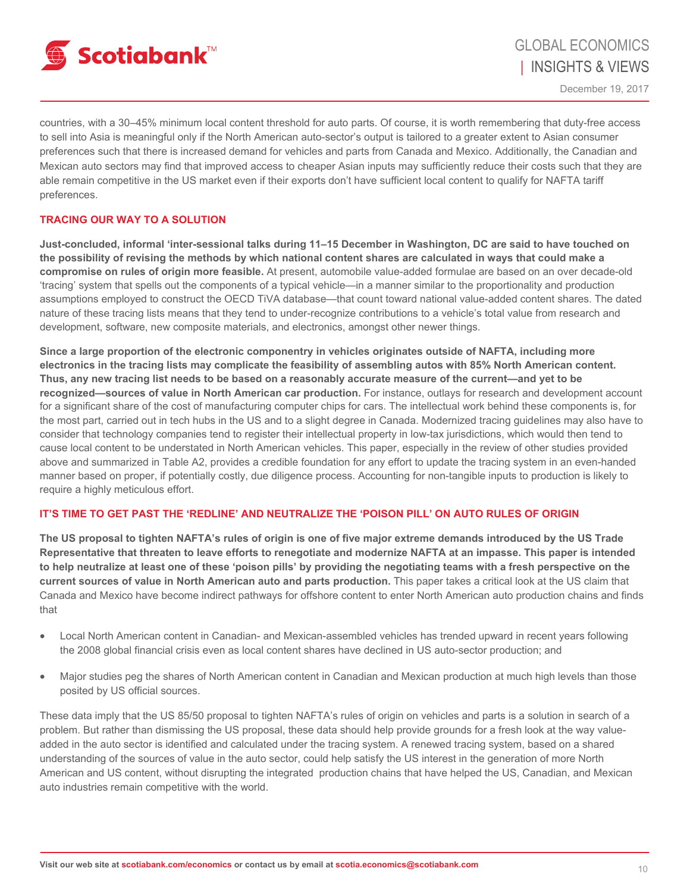countries, with a 30–45% minimum local content threshold for auto parts. Of course, it is worth remembering that duty-free access to sell into Asia is meaningful only if the North American auto-sector's output is tailored to a greater extent to Asian consumer preferences such that there is increased demand for vehicles and parts from Canada and Mexico. Additionally, the Canadian and Mexican auto sectors may find that improved access to cheaper Asian inputs may sufficiently reduce their costs such that they are able remain competitive in the US market even if their exports don't have sufficient local content to qualify for NAFTA tariff preferences.

## TRACING OUR WAY TO A SOLUTION

**Just-concluded, informal 'inter-sessional talks during 11–15 December in Washington, DC are said to have touched on the possibility of revising the methods by which national content shares are calculated in ways that could make a compromise on rules of origin more feasible.** At present, automobile value-added formulae are based on an over decade-old 'tracing' system that spells out the components of a typical vehicle—in a manner similar to the proportionality and production assumptions employed to construct the OECD TiVA database—that count toward national value-added content shares. The dated nature of these tracing lists means that they tend to under-recognize contributions to a vehicle's total value from research and development, software, new composite materials, and electronics, amongst other newer things.

**Since a large proportion of the electronic componentry in vehicles originates outside of NAFTA, including more electronics in the tracing lists may complicate the feasibility of assembling autos with 85% North American content. Thus, any new tracing list needs to be based on a reasonably accurate measure of the current—and yet to be recognized—sources of value in North American car production.** For instance, outlays for research and development account for a significant share of the cost of manufacturing computer chips for cars. The intellectual work behind these components is, for the most part, carried out in tech hubs in the US and to a slight degree in Canada. Modernized tracing guidelines may also have to consider that technology companies tend to register their intellectual property in low-tax jurisdictions, which would then tend to cause local content to be understated in North American vehicles. This paper, especially in the review of other studies provided above and summarized in Table A2, provides a credible foundation for any effort to update the tracing system in an even-handed manner based on proper, if potentially costly, due diligence process. Accounting for non-tangible inputs to production is likely to require a highly meticulous effort.

## IT'S TIME TO GET PAST THE 'REDLINE' AND NEUTRALIZE THE 'POISON PILL' ON AUTO RULES OF ORIGIN

**The US proposal to tighten NAFTA's rules of origin is one of five major extreme demands introduced by the US Trade Representative that threaten to leave efforts to renegotiate and modernize NAFTA at an impasse. This paper is intended to help neutralize at least one of these 'poison pills' by providing the negotiating teams with a fresh perspective on the current sources of value in North American auto and parts production.** This paper takes a critical look at the US claim that Canada and Mexico have become indirect pathways for offshore content to enter North American auto production chains and finds that

- Local North American content in Canadian- and Mexican-assembled vehicles has trended upward in recent years following the 2008 global financial crisis even as local content shares have declined in US auto-sector production; and
- Major studies peg the shares of North American content in Canadian and Mexican production at much high levels than those posited by US official sources.

These data imply that the US 85/50 proposal to tighten NAFTA's rules of origin on vehicles and parts is a solution in search of a problem. But rather than dismissing the US proposal, these data should help provide grounds for a fresh look at the way value-added in the auto sector is identified and calculated under the tracing system. A renewed tracing system, based on a shared understanding of the sources of value in the auto sector, could help satisfy the US interest in the generation of more North American and US content, without disrupting the integrated production chains that have helped the US, Canadian, and Mexican auto industries remain competitive with the world.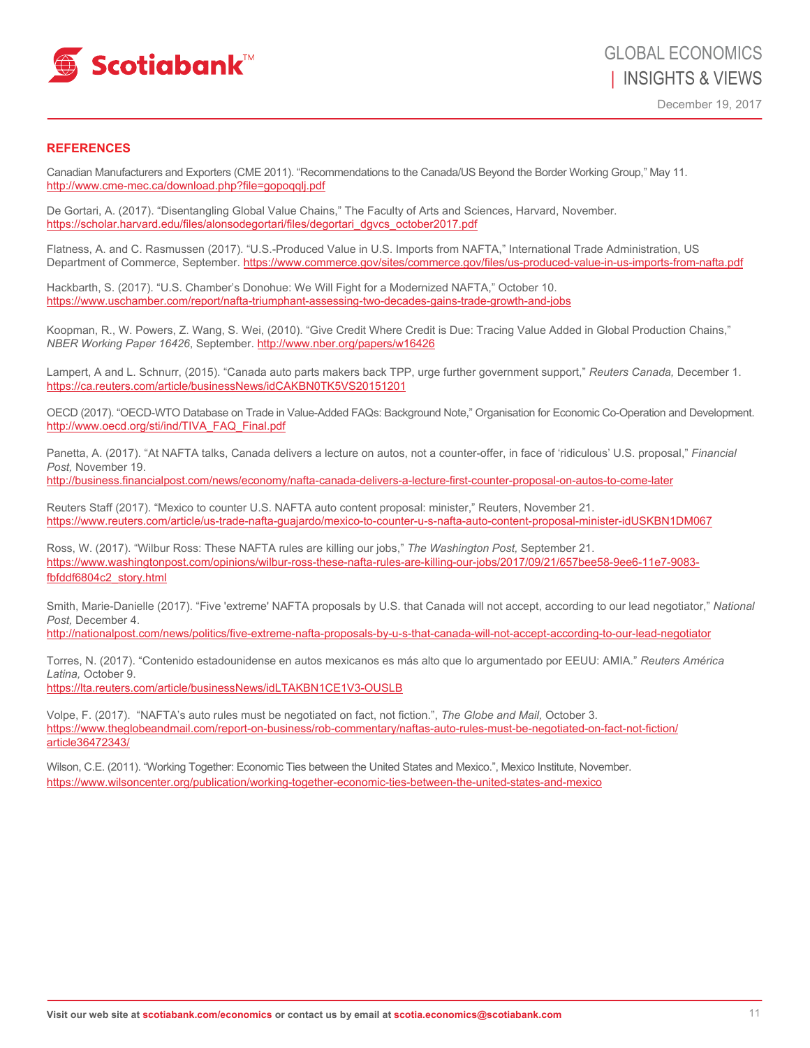## REFERENCES

Canadian Manufacturers and Exporters (CME 2011). "Recommendations to the Canada/US Beyond the Border Working Group," May 11. http://www.cme-mec.ca/download.php?file=gopoqqlj.pdf

De Gortari, A. (2017). "Disentangling Global Value Chains," The Faculty of Arts and Sciences, Harvard, November. https://scholar.harvard.edu/files/alonsodegortari/files/degortari_dgvcs_october2017.pdf

Flatness, A. and C. Rasmussen (2017). "U.S.-Produced Value in U.S. Imports from NAFTA," International Trade Administration, US Department of Commerce, September. https://www.commerce.gov/sites/commerce.gov/files/us-produced-value-in-us-imports-from-nafta.pdf

Hackbarth, S. (2017). "U.S. Chamber's Donohue: We Will Fight for a Modernized NAFTA," October 10. https://www.uschamber.com/report/nafta-triumphant-assessing-two-decades-gains-trade-growth-and-jobs

Koopman, R., W. Powers, Z. Wang, S. Wei, (2010). "Give Credit Where Credit is Due: Tracing Value Added in Global Production Chains," *NBER Working Paper 16426*, September. http://www.nber.org/papers/w16426

Lampert, A and L. Schnurr, (2015). "Canada auto parts makers back TPP, urge further government support," *Reuters Canada,* December 1. https://ca.reuters.com/article/businessNews/idCAKBN0TK5VS20151201

OECD (2017). "OECD-WTO Database on Trade in Value-Added FAQs: Background Note," Organisation for Economic Co-Operation and Development. http://www.oecd.org/sti/ind/TIVA_FAQ_Final.pdf

Panetta, A. (2017). "At NAFTA talks, Canada delivers a lecture on autos, not a counter-offer, in face of 'ridiculous' U.S. proposal," *Financial Post,* November 19. http://business.financialpost.com/news/economy/nafta-canada-delivers-a-lecture-first-counter-proposal-on-autos-to-come-later

Reuters Staff (2017). "Mexico to counter U.S. NAFTA auto content proposal: minister," Reuters, November 21. https://www.reuters.com/article/us-trade-nafta-guajardo/mexico-to-counter-u-s-nafta-auto-content-proposal-minister-idUSKBN1DM067

Ross, W. (2017). "Wilbur Ross: These NAFTA rules are killing our jobs," *The Washington Post,* September 21. https://www.washingtonpost.com/opinions/wilbur-ross-these-nafta-rules-are-killing-our-jobs/2017/09/21/657bee58-9ee6-11e7-9083-fbfddf6804c2_story.html

Smith, Marie-Danielle (2017). "Five 'extreme' NAFTA proposals by U.S. that Canada will not accept, according to our lead negotiator," *National Post,* December 4. http://nationalpost.com/news/politics/five-extreme-nafta-proposals-by-u-s-that-canada-will-not-accept-according-to-our-lead-negotiator

Torres, N. (2017). "Contenido estadounidense en autos mexicanos es más alto que lo argumentado por EEUU: AMIA." *Reuters América Latina,* October 9. https://lta.reuters.com/article/businessNews/idLTAKBN1CE1V3-OUSLB

Volpe, F. (2017). "NAFTA's auto rules must be negotiated on fact, not fiction.", *The Globe and Mail,* October 3. https://www.theglobeandmail.com/report-on-business/rob-commentary/naftas-auto-rules-must-be-negotiated-on-fact-not-fiction/article36472343/

Wilson, C.E. (2011). "Working Together: Economic Ties between the United States and Mexico.", Mexico Institute, November. https://www.wilsoncenter.org/publication/working-together-economic-ties-between-the-united-states-and-mexico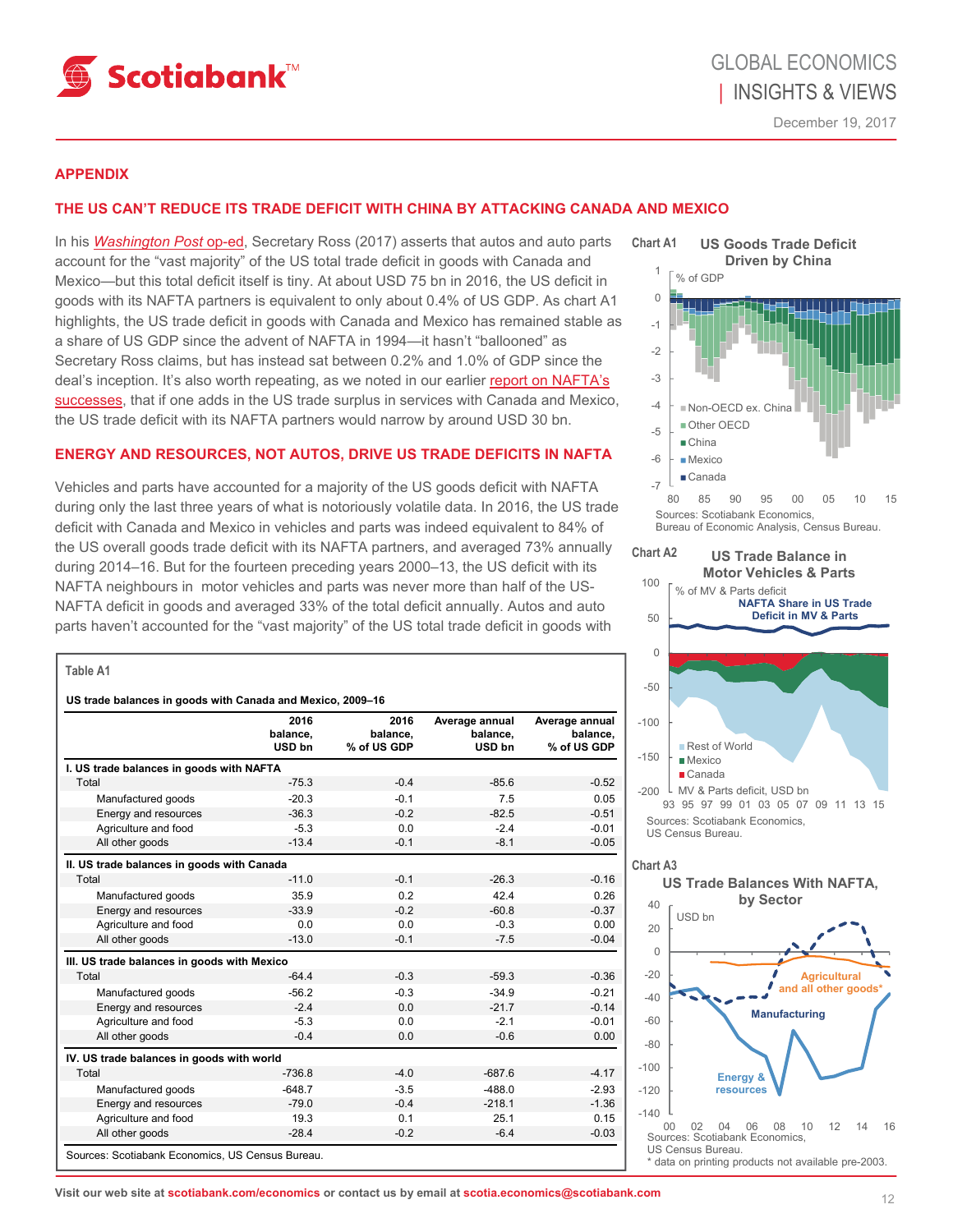## APPENDIX

### THE US CAN'T REDUCE ITS TRADE DEFICIT WITH CHINA BY ATTACKING CANADA AND MEXICO

In his *Washington Post* op-ed, Secretary Ross (2017) asserts that autos and auto parts account for the "vast majority" of the US total trade deficit in goods with Canada and Mexico—but this total deficit itself is tiny. At about USD 75 bn in 2016, the US deficit in goods with its NAFTA partners is equivalent to only about 0.4% of US GDP. As chart A1 highlights, the US trade deficit in goods with Canada and Mexico has remained stable as a share of US GDP since the advent of NAFTA in 1994—it hasn't "ballooned" as Secretary Ross claims, but has instead sat between 0.2% and 1.0% of GDP since the deal's inception. It's also worth repeating, as we noted in our earlier report on NAFTA's successes, that if one adds in the US trade surplus in services with Canada and Mexico, the US trade deficit with its NAFTA partners would narrow by around USD 30 bn.

### ENERGY AND RESOURCES, NOT AUTOS, DRIVE US TRADE DEFICITS IN NAFTA

Vehicles and parts have accounted for a majority of the US goods deficit with NAFTA during only the last three years of what is notoriously volatile data. In 2016, the US trade deficit with Canada and Mexico in vehicles and parts was indeed equivalent to 84% of the US overall goods trade deficit with its NAFTA partners, and averaged 73% annually during 2014–16. But for the fourteen preceding years 2000–13, the US deficit with its NAFTA neighbours in motor vehicles and parts was never more than half of the US-NAFTA deficit in goods and averaged 33% of the total deficit annually. Autos and auto parts haven't accounted for the "vast majority" of the US total trade deficit in goods with

**Table A1**

**US trade balances in goods with Canada and Mexico, 2009–16**

| | 2016 balance, USD bn | 2016 balance, % of US GDP | Average annual balance, USD bn | Average annual balance, % of US GDP |
|---|---|---|---|---|
| **I. US trade balances in goods with NAFTA** | | | | |
| Total | -75.3 | -0.4 | -85.6 | -0.52 |
| Manufactured goods | -20.3 | -0.1 | 7.5 | 0.05 |
| Energy and resources | -36.3 | -0.2 | -82.5 | -0.51 |
| Agriculture and food | -5.3 | 0.0 | -2.4 | -0.01 |
| All other goods | -13.4 | -0.1 | -8.1 | -0.05 |
| **II. US trade balances in goods with Canada** | | | | |
| Total | -11.0 | -0.1 | -26.3 | -0.16 |
| Manufactured goods | 35.9 | 0.2 | 42.4 | 0.26 |
| Energy and resources | -33.9 | -0.2 | -60.8 | -0.37 |
| Agriculture and food | 0.0 | 0.0 | -0.3 | 0.00 |
| All other goods | -13.0 | -0.1 | -7.5 | -0.04 |
| **III. US trade balances in goods with Mexico** | | | | |
| Total | -64.4 | -0.3 | -59.3 | -0.36 |
| Manufactured goods | -56.2 | -0.3 | -34.9 | -0.21 |
| Energy and resources | -2.4 | 0.0 | -21.7 | -0.14 |
| Agriculture and food | -5.3 | 0.0 | -2.1 | -0.01 |
| All other goods | -0.4 | 0.0 | -0.6 | 0.00 |
| **IV. US trade balances in goods with world** | | | | |
| Total | -736.8 | -4.0 | -687.6 | -4.17 |
| Manufactured goods | -648.7 | -3.5 | -488.0 | -2.93 |
| Energy and resources | -79.0 | -0.4 | -218.1 | -1.36 |
| Agriculture and food | 19.3 | 0.1 | 25.1 | 0.15 |
| All other goods | -28.4 | -0.2 | -6.4 | -0.03 |

Sources: Scotiabank Economics, US Census Bureau.

**Chart A1** US Goods Trade Deficit Driven by China

Sources: Scotiabank Economics, Bureau of Economic Analysis, Census Bureau.

**Chart A2** US Trade Balance in Motor Vehicles & Parts

Sources: Scotiabank Economics, US Census Bureau.

**Chart A3** US Trade Balances With NAFTA, by Sector

Sources: Scotiabank Economics, US Census Bureau.
* data on printing products not available pre-2003.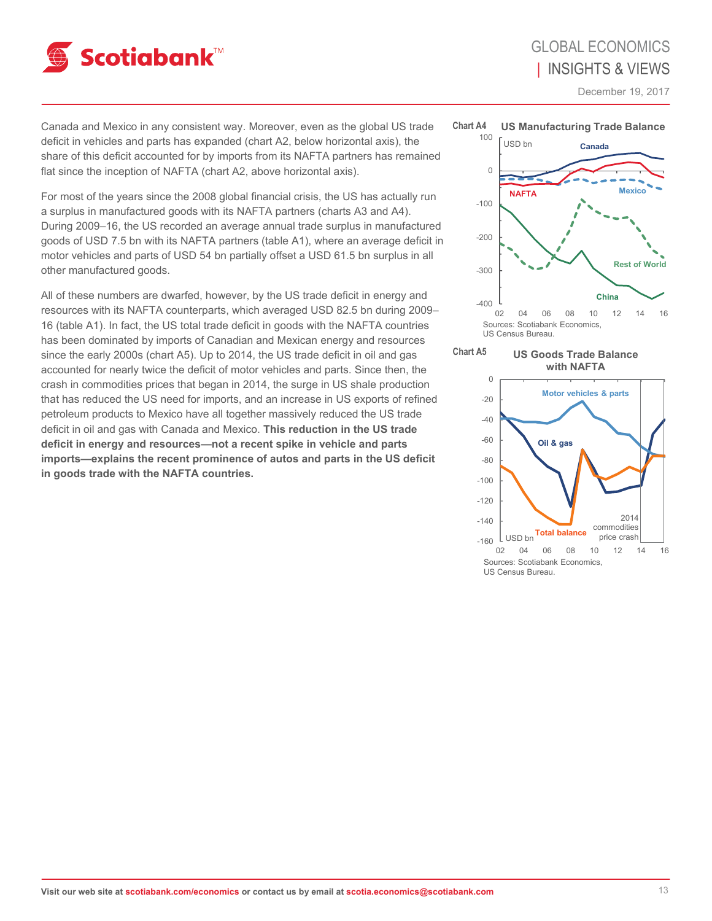Canada and Mexico in any consistent way. Moreover, even as the global US trade deficit in vehicles and parts has expanded (chart A2, below horizontal axis), the share of this deficit accounted for by imports from its NAFTA partners has remained flat since the inception of NAFTA (chart A2, above horizontal axis).

For most of the years since the 2008 global financial crisis, the US has actually run a surplus in manufactured goods with its NAFTA partners (charts A3 and A4). During 2009–16, the US recorded an average annual trade surplus in manufactured goods of USD 7.5 bn with its NAFTA partners (table A1), where an average deficit in motor vehicles and parts of USD 54 bn partially offset a USD 61.5 bn surplus in all other manufactured goods.

All of these numbers are dwarfed, however, by the US trade deficit in energy and resources with its NAFTA counterparts, which averaged USD 82.5 bn during 2009–16 (table A1). In fact, the US total trade deficit in goods with the NAFTA countries has been dominated by imports of Canadian and Mexican energy and resources since the early 2000s (chart A5). Up to 2014, the US trade deficit in oil and gas accounted for nearly twice the deficit of motor vehicles and parts. Since then, the crash in commodities prices that began in 2014, the surge in US shale production that has reduced the US need for imports, and an increase in US exports of refined petroleum products to Mexico have all together massively reduced the US trade deficit in oil and gas with Canada and Mexico. **This reduction in the US trade deficit in energy and resources—not a recent spike in vehicle and parts imports—explains the recent prominence of autos and parts in the US deficit in goods trade with the NAFTA countries.**

**Chart A4** **US Manufacturing Trade Balance**

Sources: Scotiabank Economics, US Census Bureau.

**Chart A5** **US Goods Trade Balance with NAFTA**

Sources: Scotiabank Economics, US Census Bureau.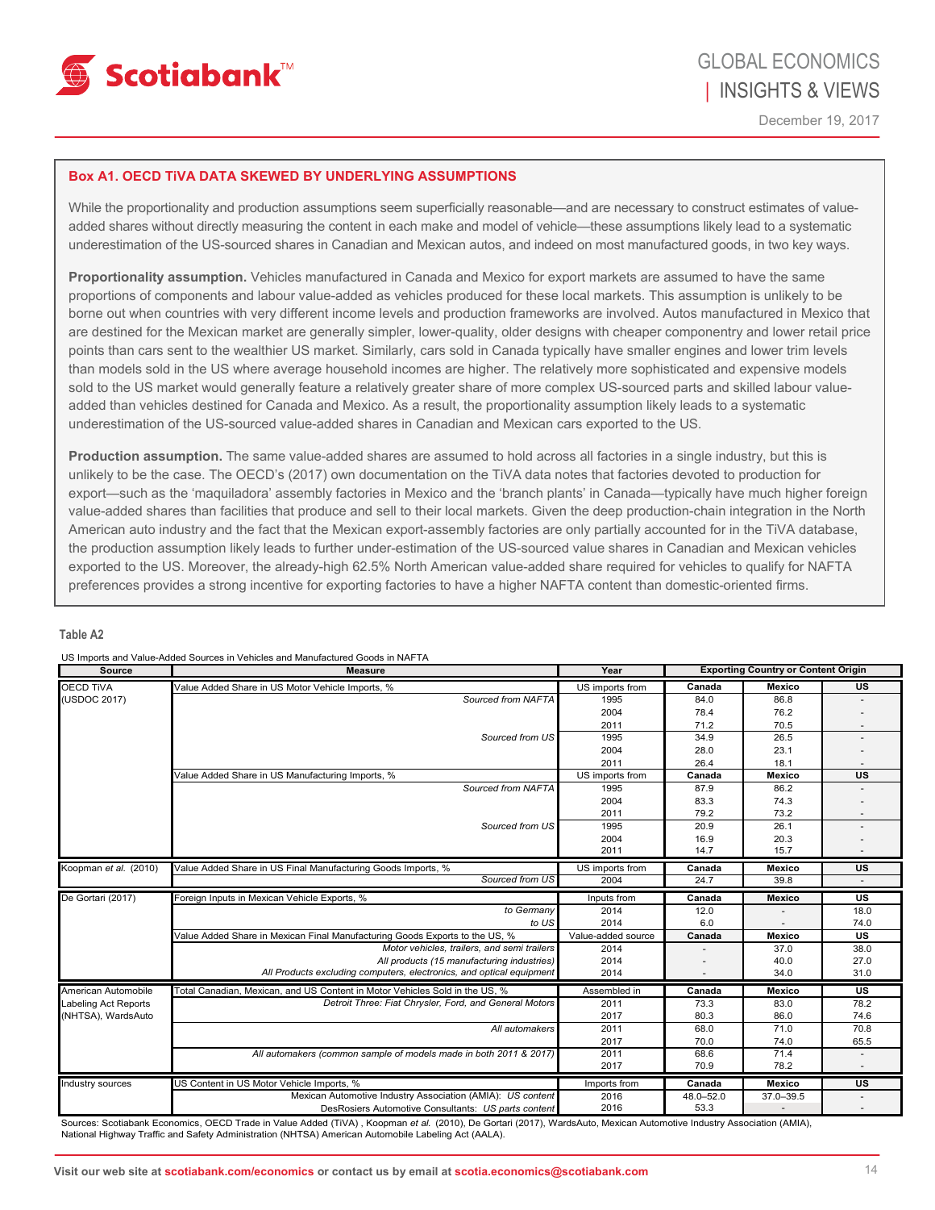## Box A1. OECD TiVA DATA SKEWED BY UNDERLYING ASSUMPTIONS

While the proportionality and production assumptions seem superficially reasonable—and are necessary to construct estimates of value-added shares without directly measuring the content in each make and model of vehicle—these assumptions likely lead to a systematic underestimation of the US-sourced shares in Canadian and Mexican autos, and indeed on most manufactured goods, in two key ways.

**Proportionality assumption.** Vehicles manufactured in Canada and Mexico for export markets are assumed to have the same proportions of components and labour value-added as vehicles produced for these local markets. This assumption is unlikely to be borne out when countries with very different income levels and production frameworks are involved. Autos manufactured in Mexico that are destined for the Mexican market are generally simpler, lower-quality, older designs with cheaper componentry and lower retail price points than cars sent to the wealthier US market. Similarly, cars sold in Canada typically have smaller engines and lower trim levels than models sold in the US where average household incomes are higher. The relatively more sophisticated and expensive models sold to the US market would generally feature a relatively greater share of more complex US-sourced parts and skilled labour value-added than vehicles destined for Canada and Mexico. As a result, the proportionality assumption likely leads to a systematic underestimation of the US-sourced value-added shares in Canadian and Mexican cars exported to the US.

**Production assumption.** The same value-added shares are assumed to hold across all factories in a single industry, but this is unlikely to be the case. The OECD's (2017) own documentation on the TiVA data notes that factories devoted to production for export—such as the 'maquiladora' assembly factories in Mexico and the 'branch plants' in Canada—typically have much higher foreign value-added shares than facilities that produce and sell to their local markets. Given the deep production-chain integration in the North American auto industry and the fact that the Mexican export-assembly factories are only partially accounted for in the TiVA database, the production assumption likely leads to further under-estimation of the US-sourced value shares in Canadian and Mexican vehicles exported to the US. Moreover, the already-high 62.5% North American value-added share required for vehicles to qualify for NAFTA preferences provides a strong incentive for exporting factories to have a higher NAFTA content than domestic-oriented firms.

**Table A2**

US Imports and Value-Added Sources in Vehicles and Manufactured Goods in NAFTA

| Source | Measure | Year | Canada | Mexico | US |
|---|---|---|---|---|---|
| OECD TiVA (USDOC 2017) | Value Added Share in US Motor Vehicle Imports, % | US imports from | **Canada** | **Mexico** | **US** |
| | *Sourced from NAFTA* | 1995 | 84.0 | 86.8 | - |
| | | 2004 | 78.4 | 76.2 | - |
| | | 2011 | 71.2 | 70.5 | - |
| | *Sourced from US* | 1995 | 34.9 | 26.5 | - |
| | | 2004 | 28.0 | 23.1 | - |
| | | 2011 | 26.4 | 18.1 | - |
| | Value Added Share in US Manufacturing Imports, % | US imports from | **Canada** | **Mexico** | **US** |
| | *Sourced from NAFTA* | 1995 | 87.9 | 86.2 | - |
| | | 2004 | 83.3 | 74.3 | - |
| | | 2011 | 79.2 | 73.2 | - |
| | *Sourced from US* | 1995 | 20.9 | 26.1 | - |
| | | 2004 | 16.9 | 20.3 | - |
| | | 2011 | 14.7 | 15.7 | - |
| Koopman *et al.* (2010) | Value Added Share in US Final Manufacturing Goods Imports, % | US imports from | **Canada** | **Mexico** | **US** |
| | *Sourced from US* | 2004 | 24.7 | 39.8 | - |
| De Gortari (2017) | Foreign Inputs in Mexican Vehicle Exports, % | Inputs from | **Canada** | **Mexico** | **US** |
| | *to Germany* | 2014 | 12.0 | - | 18.0 |
| | *to US* | 2014 | 6.0 | - | 74.0 |
| | Value Added Share in Mexican Final Manufacturing Goods Exports to the US, % | Value-added source | **Canada** | **Mexico** | **US** |
| | *Motor vehicles, trailers, and semi trailers* | 2014 | - | 37.0 | 38.0 |
| | *All products (15 manufacturing industries)* | 2014 | - | 40.0 | 27.0 |
| | *All Products excluding computers, electronics, and optical equipment* | 2014 | - | 34.0 | 31.0 |
| American Automobile Labeling Act Reports (NHTSA), WardsAuto | Total Canadian, Mexican, and US Content in Motor Vehicles Sold in the US, % | Assembled in | **Canada** | **Mexico** | **US** |
| | *Detroit Three: Fiat Chrysler, Ford, and General Motors* | 2011 | 73.3 | 83.0 | 78.2 |
| | | 2017 | 80.3 | 86.0 | 74.6 |
| | *All automakers* | 2011 | 68.0 | 71.0 | 70.8 |
| | | 2017 | 70.0 | 74.0 | 65.5 |
| | *All automakers (common sample of models made in both 2011 & 2017)* | 2011 | 68.6 | 71.4 | - |
| | | 2017 | 70.9 | 78.2 | - |
| Industry sources | US Content in US Motor Vehicle Imports, % | Imports from | **Canada** | **Mexico** | **US** |
| | Mexican Automotive Industry Association (AMIA): *US content* | 2016 | 48.0–52.0 | 37.0–39.5 | - |
| | DesRosiers Automotive Consultants: *US parts content* | 2016 | 53.3 | - | - |

Sources: Scotiabank Economics, OECD Trade in Value Added (TiVA) , Koopman *et al.* (2010), De Gortari (2017), WardsAuto, Mexican Automotive Industry Association (AMIA), National Highway Traffic and Safety Administration (NHTSA) American Automobile Labeling Act (AALA).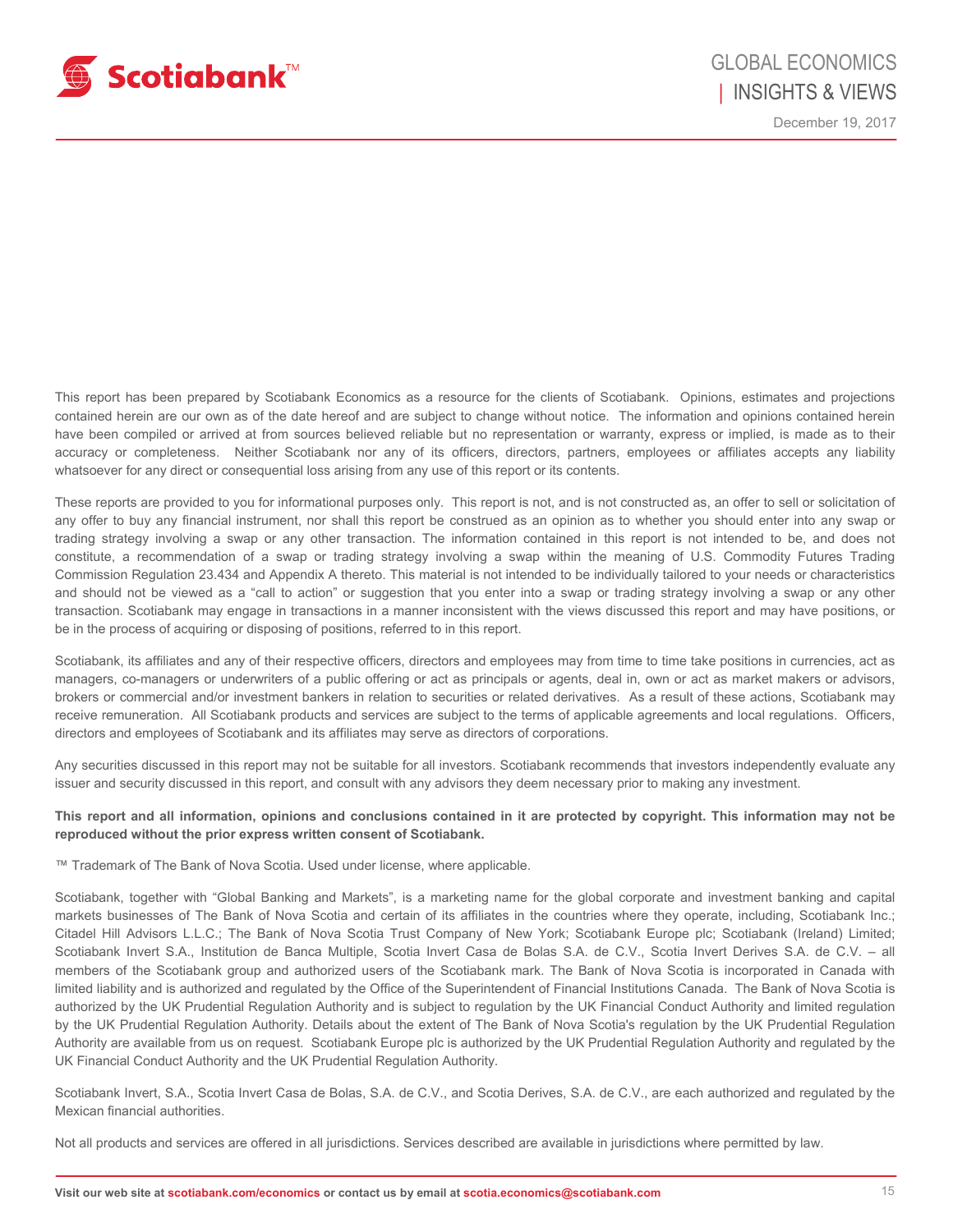This report has been prepared by Scotiabank Economics as a resource for the clients of Scotiabank. Opinions, estimates and projections contained herein are our own as of the date hereof and are subject to change without notice. The information and opinions contained herein have been compiled or arrived at from sources believed reliable but no representation or warranty, express or implied, is made as to their accuracy or completeness. Neither Scotiabank nor any of its officers, directors, partners, employees or affiliates accepts any liability whatsoever for any direct or consequential loss arising from any use of this report or its contents.

These reports are provided to you for informational purposes only. This report is not, and is not constructed as, an offer to sell or solicitation of any offer to buy any financial instrument, nor shall this report be construed as an opinion as to whether you should enter into any swap or trading strategy involving a swap or any other transaction. The information contained in this report is not intended to be, and does not constitute, a recommendation of a swap or trading strategy involving a swap within the meaning of U.S. Commodity Futures Trading Commission Regulation 23.434 and Appendix A thereto. This material is not intended to be individually tailored to your needs or characteristics and should not be viewed as a "call to action" or suggestion that you enter into a swap or trading strategy involving a swap or any other transaction. Scotiabank may engage in transactions in a manner inconsistent with the views discussed this report and may have positions, or be in the process of acquiring or disposing of positions, referred to in this report.

Scotiabank, its affiliates and any of their respective officers, directors and employees may from time to time take positions in currencies, act as managers, co-managers or underwriters of a public offering or act as principals or agents, deal in, own or act as market makers or advisors, brokers or commercial and/or investment bankers in relation to securities or related derivatives. As a result of these actions, Scotiabank may receive remuneration. All Scotiabank products and services are subject to the terms of applicable agreements and local regulations. Officers, directors and employees of Scotiabank and its affiliates may serve as directors of corporations.

Any securities discussed in this report may not be suitable for all investors. Scotiabank recommends that investors independently evaluate any issuer and security discussed in this report, and consult with any advisors they deem necessary prior to making any investment.

**This report and all information, opinions and conclusions contained in it are protected by copyright. This information may not be reproduced without the prior express written consent of Scotiabank.**

™ Trademark of The Bank of Nova Scotia. Used under license, where applicable.

Scotiabank, together with "Global Banking and Markets", is a marketing name for the global corporate and investment banking and capital markets businesses of The Bank of Nova Scotia and certain of its affiliates in the countries where they operate, including, Scotiabank Inc.; Citadel Hill Advisors L.L.C.; The Bank of Nova Scotia Trust Company of New York; Scotiabank Europe plc; Scotiabank (Ireland) Limited; Scotiabank Invert S.A., Institution de Banca Multiple, Scotia Invert Casa de Bolas S.A. de C.V., Scotia Invert Derives S.A. de C.V. – all members of the Scotiabank group and authorized users of the Scotiabank mark. The Bank of Nova Scotia is incorporated in Canada with limited liability and is authorized and regulated by the Office of the Superintendent of Financial Institutions Canada. The Bank of Nova Scotia is authorized by the UK Prudential Regulation Authority and is subject to regulation by the UK Financial Conduct Authority and limited regulation by the UK Prudential Regulation Authority. Details about the extent of The Bank of Nova Scotia's regulation by the UK Prudential Regulation Authority are available from us on request. Scotiabank Europe plc is authorized by the UK Prudential Regulation Authority and regulated by the UK Financial Conduct Authority and the UK Prudential Regulation Authority.

Scotiabank Invert, S.A., Scotia Invert Casa de Bolas, S.A. de C.V., and Scotia Derives, S.A. de C.V., are each authorized and regulated by the Mexican financial authorities.

Not all products and services are offered in all jurisdictions. Services described are available in jurisdictions where permitted by law.